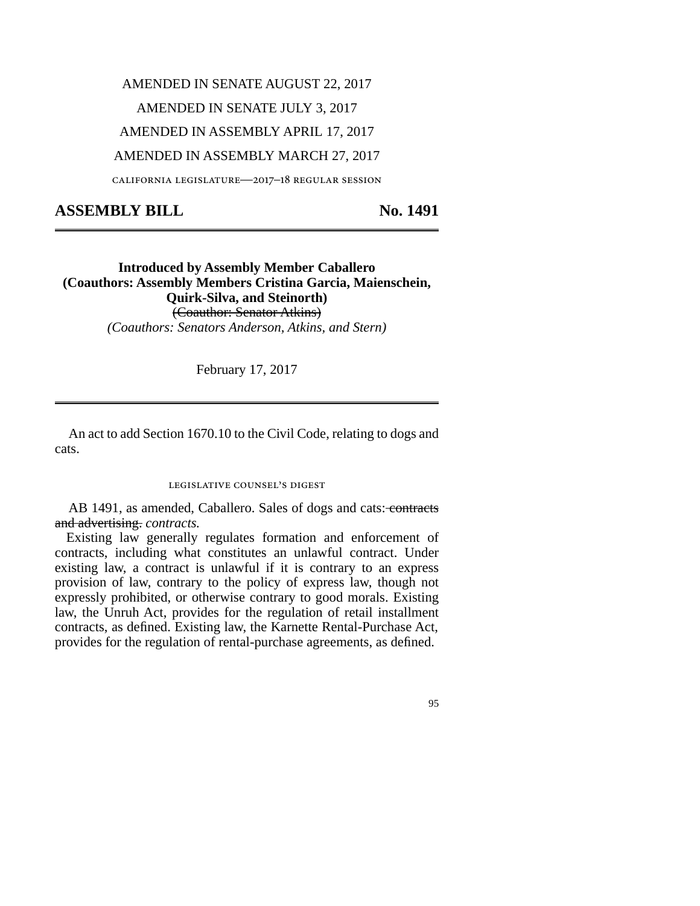AMENDED IN SENATE AUGUST 22, 2017

AMENDED IN SENATE JULY 3, 2017

AMENDED IN ASSEMBLY APRIL 17, 2017

AMENDED IN ASSEMBLY MARCH 27, 2017

CALIFORNIA LEGISLATURE—2017–18 REGULAR SESSION

# ASSEMBLY BILL No. 1491

**Introduced by Assembly Member Caballero**
**(Coauthors: Assembly Members Cristina Garcia, Maienschein, Quirk-Silva, and Steinorth)**
~~(Coauthor: Senator Atkins)~~
*(Coauthors: Senators Anderson, Atkins, and Stern)*

February 17, 2017

An act to add Section 1670.10 to the Civil Code, relating to dogs and cats.

## LEGISLATIVE COUNSEL'S DIGEST

AB 1491, as amended, Caballero. Sales of dogs and cats: ~~contracts and advertising.~~ *contracts.*

Existing law generally regulates formation and enforcement of contracts, including what constitutes an unlawful contract. Under existing law, a contract is unlawful if it is contrary to an express provision of law, contrary to the policy of express law, though not expressly prohibited, or otherwise contrary to good morals. Existing law, the Unruh Act, provides for the regulation of retail installment contracts, as defined. Existing law, the Karnette Rental-Purchase Act, provides for the regulation of rental-purchase agreements, as defined.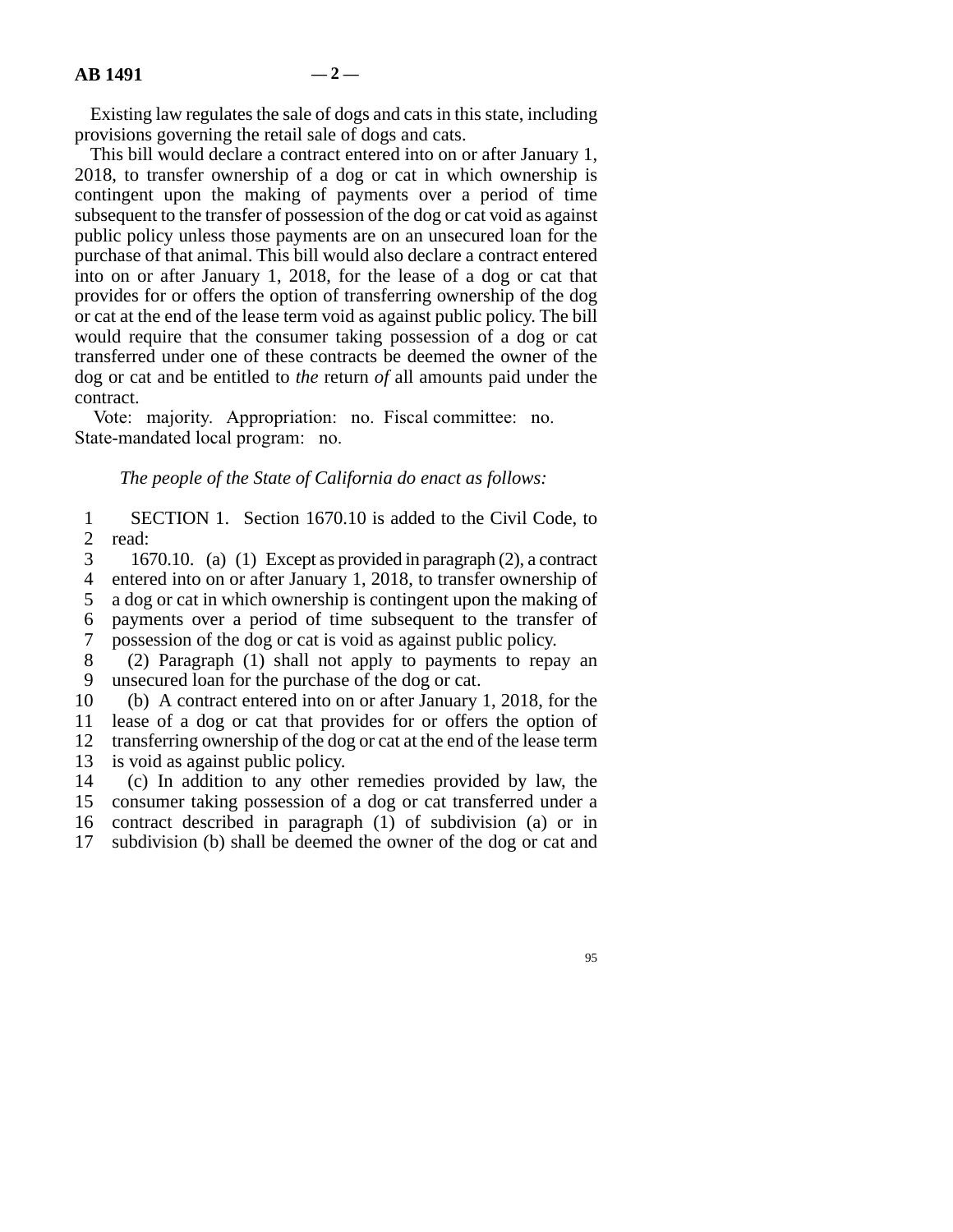Existing law regulates the sale of dogs and cats in this state, including provisions governing the retail sale of dogs and cats.

This bill would declare a contract entered into on or after January 1, 2018, to transfer ownership of a dog or cat in which ownership is contingent upon the making of payments over a period of time subsequent to the transfer of possession of the dog or cat void as against public policy unless those payments are on an unsecured loan for the purchase of that animal. This bill would also declare a contract entered into on or after January 1, 2018, for the lease of a dog or cat that provides for or offers the option of transferring ownership of the dog or cat at the end of the lease term void as against public policy. The bill would require that the consumer taking possession of a dog or cat transferred under one of these contracts be deemed the owner of the dog or cat and be entitled to *the* return *of* all amounts paid under the contract.

Vote: majority. Appropriation: no. Fiscal committee: no. State-mandated local program: no.

*The people of the State of California do enact as follows:*

SECTION 1. Section 1670.10 is added to the Civil Code, to read:

1670.10. (a) (1) Except as provided in paragraph (2), a contract entered into on or after January 1, 2018, to transfer ownership of a dog or cat in which ownership is contingent upon the making of payments over a period of time subsequent to the transfer of possession of the dog or cat is void as against public policy.

(2) Paragraph (1) shall not apply to payments to repay an unsecured loan for the purchase of the dog or cat.

(b) A contract entered into on or after January 1, 2018, for the lease of a dog or cat that provides for or offers the option of transferring ownership of the dog or cat at the end of the lease term is void as against public policy.

(c) In addition to any other remedies provided by law, the consumer taking possession of a dog or cat transferred under a contract described in paragraph (1) of subdivision (a) or in subdivision (b) shall be deemed the owner of the dog or cat and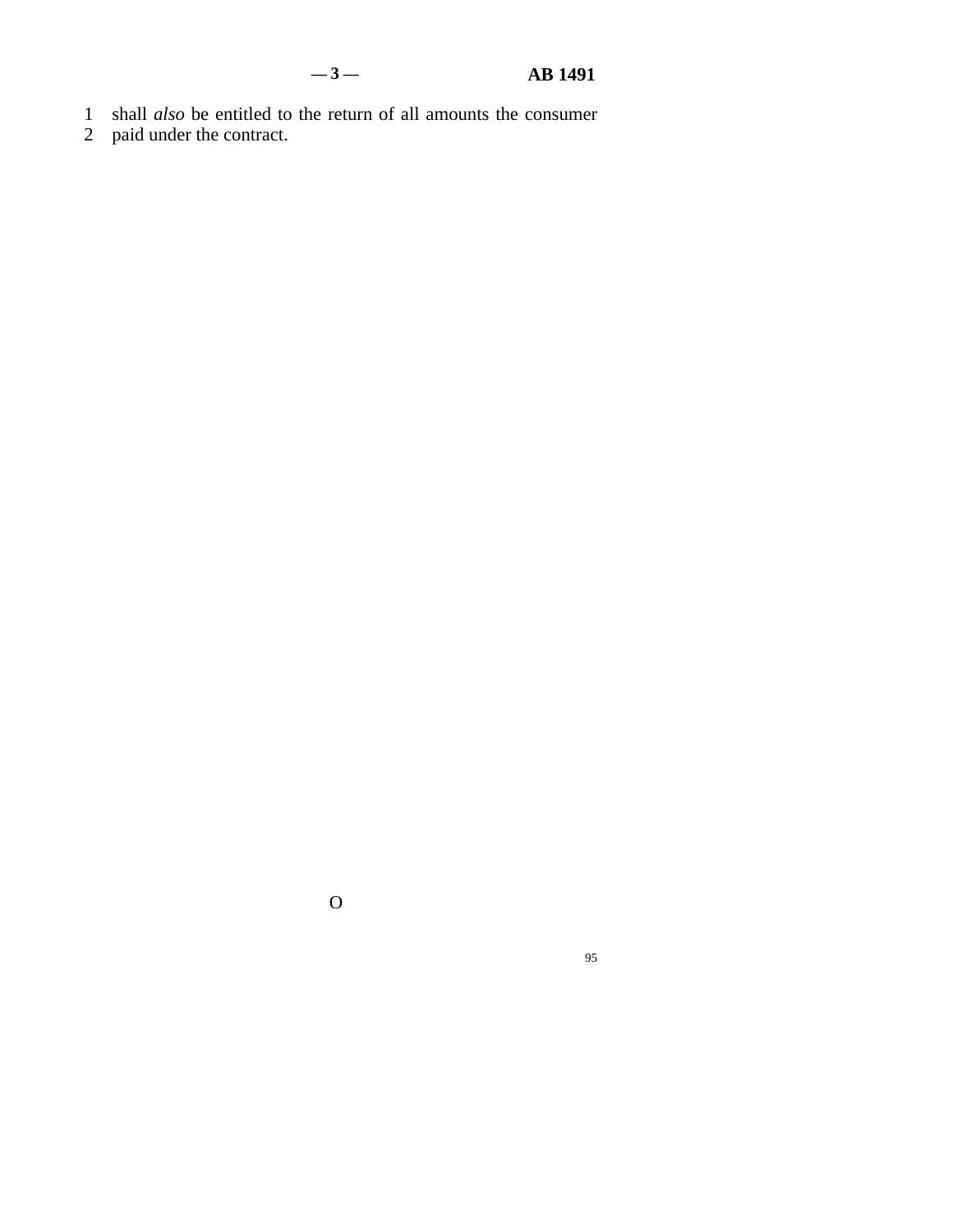shall *also* be entitled to the return of all amounts the consumer paid under the contract.